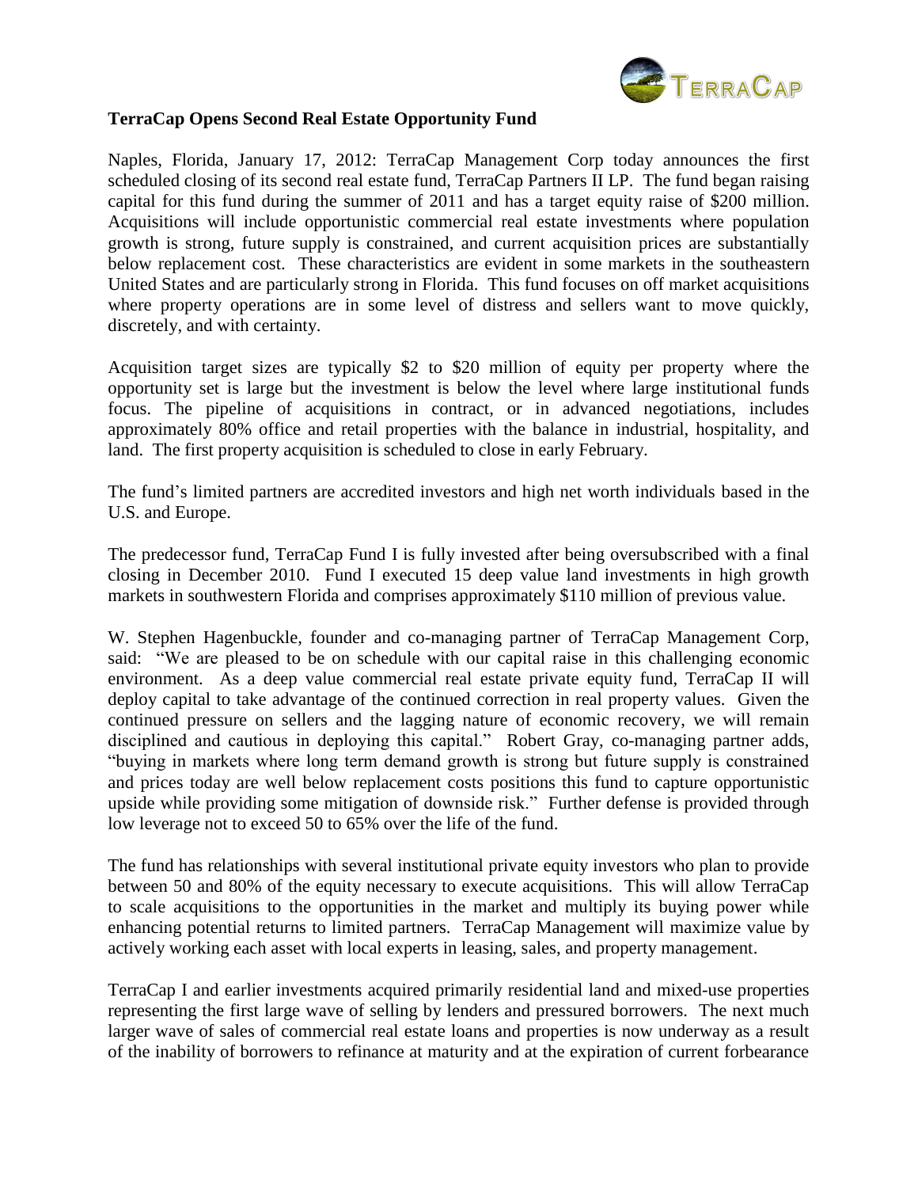**TerraCap Opens Second Real Estate Opportunity Fund**

Naples, Florida, January 17, 2012: TerraCap Management Corp today announces the first scheduled closing of its second real estate fund, TerraCap Partners II LP. The fund began raising capital for this fund during the summer of 2011 and has a target equity raise of $200 million. Acquisitions will include opportunistic commercial real estate investments where population growth is strong, future supply is constrained, and current acquisition prices are substantially below replacement cost. These characteristics are evident in some markets in the southeastern United States and are particularly strong in Florida. This fund focuses on off market acquisitions where property operations are in some level of distress and sellers want to move quickly, discretely, and with certainty.

Acquisition target sizes are typically $2 to $20 million of equity per property where the opportunity set is large but the investment is below the level where large institutional funds focus. The pipeline of acquisitions in contract, or in advanced negotiations, includes approximately 80% office and retail properties with the balance in industrial, hospitality, and land. The first property acquisition is scheduled to close in early February.

The fund's limited partners are accredited investors and high net worth individuals based in the U.S. and Europe.

The predecessor fund, TerraCap Fund I is fully invested after being oversubscribed with a final closing in December 2010. Fund I executed 15 deep value land investments in high growth markets in southwestern Florida and comprises approximately $110 million of previous value.

W. Stephen Hagenbuckle, founder and co-managing partner of TerraCap Management Corp, said: "We are pleased to be on schedule with our capital raise in this challenging economic environment. As a deep value commercial real estate private equity fund, TerraCap II will deploy capital to take advantage of the continued correction in real property values. Given the continued pressure on sellers and the lagging nature of economic recovery, we will remain disciplined and cautious in deploying this capital." Robert Gray, co-managing partner adds, "buying in markets where long term demand growth is strong but future supply is constrained and prices today are well below replacement costs positions this fund to capture opportunistic upside while providing some mitigation of downside risk." Further defense is provided through low leverage not to exceed 50 to 65% over the life of the fund.

The fund has relationships with several institutional private equity investors who plan to provide between 50 and 80% of the equity necessary to execute acquisitions. This will allow TerraCap to scale acquisitions to the opportunities in the market and multiply its buying power while enhancing potential returns to limited partners. TerraCap Management will maximize value by actively working each asset with local experts in leasing, sales, and property management.

TerraCap I and earlier investments acquired primarily residential land and mixed-use properties representing the first large wave of selling by lenders and pressured borrowers. The next much larger wave of sales of commercial real estate loans and properties is now underway as a result of the inability of borrowers to refinance at maturity and at the expiration of current forbearance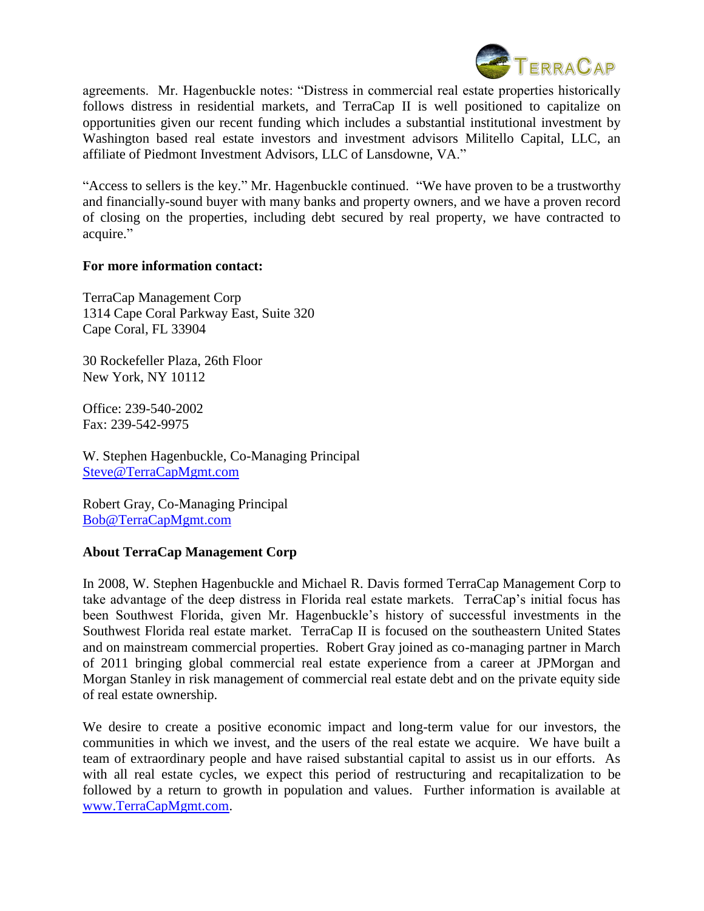agreements. Mr. Hagenbuckle notes: "Distress in commercial real estate properties historically follows distress in residential markets, and TerraCap II is well positioned to capitalize on opportunities given our recent funding which includes a substantial institutional investment by Washington based real estate investors and investment advisors Militello Capital, LLC, an affiliate of Piedmont Investment Advisors, LLC of Lansdowne, VA."

"Access to sellers is the key." Mr. Hagenbuckle continued. "We have proven to be a trustworthy and financially-sound buyer with many banks and property owners, and we have a proven record of closing on the properties, including debt secured by real property, we have contracted to acquire."

**For more information contact:**

TerraCap Management Corp
1314 Cape Coral Parkway East, Suite 320
Cape Coral, FL 33904

30 Rockefeller Plaza, 26th Floor
New York, NY 10112

Office: 239-540-2002
Fax: 239-542-9975

W. Stephen Hagenbuckle, Co-Managing Principal
Steve@TerraCapMgmt.com

Robert Gray, Co-Managing Principal
Bob@TerraCapMgmt.com

**About TerraCap Management Corp**

In 2008, W. Stephen Hagenbuckle and Michael R. Davis formed TerraCap Management Corp to take advantage of the deep distress in Florida real estate markets. TerraCap's initial focus has been Southwest Florida, given Mr. Hagenbuckle's history of successful investments in the Southwest Florida real estate market. TerraCap II is focused on the southeastern United States and on mainstream commercial properties. Robert Gray joined as co-managing partner in March of 2011 bringing global commercial real estate experience from a career at JPMorgan and Morgan Stanley in risk management of commercial real estate debt and on the private equity side of real estate ownership.

We desire to create a positive economic impact and long-term value for our investors, the communities in which we invest, and the users of the real estate we acquire. We have built a team of extraordinary people and have raised substantial capital to assist us in our efforts. As with all real estate cycles, we expect this period of restructuring and recapitalization to be followed by a return to growth in population and values. Further information is available at www.TerraCapMgmt.com.